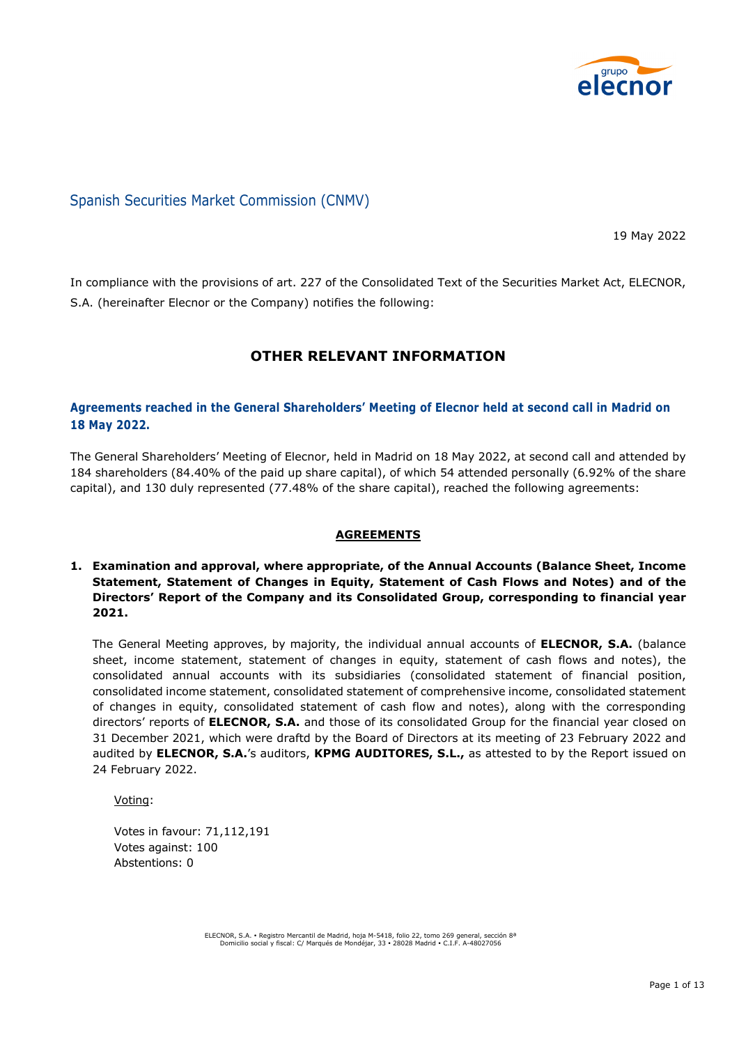Spanish Securities Market Commission (CNMV)

19 May 2022

In compliance with the provisions of art. 227 of the Consolidated Text of the Securities Market Act, ELECNOR, S.A. (hereinafter Elecnor or the Company) notifies the following:

# OTHER RELEVANT INFORMATION

## Agreements reached in the General Shareholders' Meeting of Elecnor held at second call in Madrid on 18 May 2022.

The General Shareholders' Meeting of Elecnor, held in Madrid on 18 May 2022, at second call and attended by 184 shareholders (84.40% of the paid up share capital), of which 54 attended personally (6.92% of the share capital), and 130 duly represented (77.48% of the share capital), reached the following agreements:

### AGREEMENTS

1. **Examination and approval, where appropriate, of the Annual Accounts (Balance Sheet, Income Statement, Statement of Changes in Equity, Statement of Cash Flows and Notes) and of the Directors' Report of the Company and its Consolidated Group, corresponding to financial year 2021.**

   The General Meeting approves, by majority, the individual annual accounts of **ELECNOR, S.A.** (balance sheet, income statement, statement of changes in equity, statement of cash flows and notes), the consolidated annual accounts with its subsidiaries (consolidated statement of financial position, consolidated income statement, consolidated statement of comprehensive income, consolidated statement of changes in equity, consolidated statement of cash flow and notes), along with the corresponding directors' reports of **ELECNOR, S.A.** and those of its consolidated Group for the financial year closed on 31 December 2021, which were draftd by the Board of Directors at its meeting of 23 February 2022 and audited by **ELECNOR, S.A.**'s auditors, **KPMG AUDITORES, S.L.,** as attested to by the Report issued on 24 February 2022.

   Voting:

   Votes in favour: 71,112,191
   Votes against: 100
   Abstentions: 0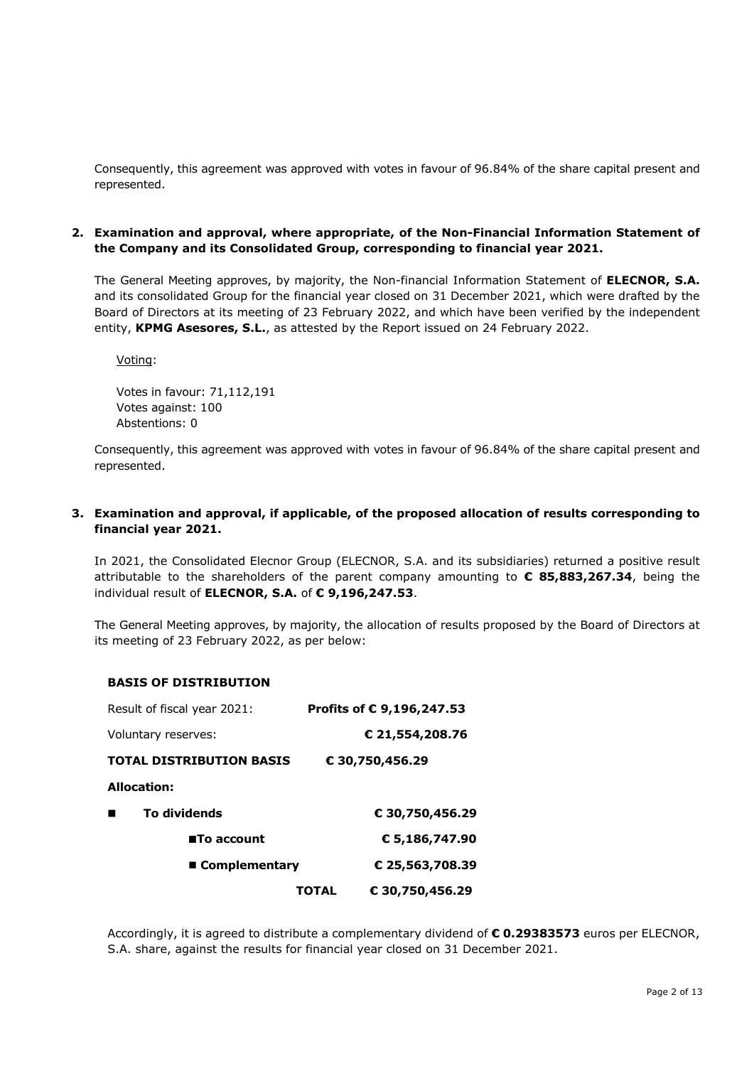Consequently, this agreement was approved with votes in favour of 96.84% of the share capital present and represented.

**2. Examination and approval, where appropriate, of the Non-Financial Information Statement of the Company and its Consolidated Group, corresponding to financial year 2021.**

The General Meeting approves, by majority, the Non-financial Information Statement of **ELECNOR, S.A.** and its consolidated Group for the financial year closed on 31 December 2021, which were drafted by the Board of Directors at its meeting of 23 February 2022, and which have been verified by the independent entity, **KPMG Asesores, S.L.**, as attested by the Report issued on 24 February 2022.

Voting:

Votes in favour: 71,112,191
Votes against: 100
Abstentions: 0

Consequently, this agreement was approved with votes in favour of 96.84% of the share capital present and represented.

**3. Examination and approval, if applicable, of the proposed allocation of results corresponding to financial year 2021.**

In 2021, the Consolidated Elecnor Group (ELECNOR, S.A. and its subsidiaries) returned a positive result attributable to the shareholders of the parent company amounting to **€ 85,883,267.34**, being the individual result of **ELECNOR, S.A.** of **€ 9,196,247.53**.

The General Meeting approves, by majority, the allocation of results proposed by the Board of Directors at its meeting of 23 February 2022, as per below:

**BASIS OF DISTRIBUTION**

| | |
|---|---|
| Result of fiscal year 2021: | **Profits of € 9,196,247.53** |
| Voluntary reserves: | **€ 21,554,208.76** |
| **TOTAL DISTRIBUTION BASIS** | **€ 30,750,456.29** |

**Allocation:**

| | |
|---|---|
| ■ **To dividends** | **€ 30,750,456.29** |
| ■ **To account** | **€ 5,186,747.90** |
| ■ **Complementary** | **€ 25,563,708.39** |
| **TOTAL** | **€ 30,750,456.29** |

Accordingly, it is agreed to distribute a complementary dividend of **€ 0.29383573** euros per ELECNOR, S.A. share, against the results for financial year closed on 31 December 2021.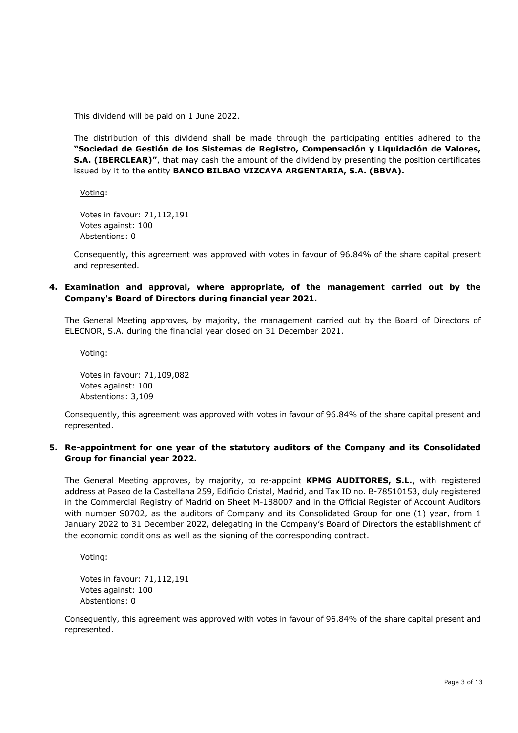This dividend will be paid on 1 June 2022.

The distribution of this dividend shall be made through the participating entities adhered to the **"Sociedad de Gestión de los Sistemas de Registro, Compensación y Liquidación de Valores, S.A. (IBERCLEAR)"**, that may cash the amount of the dividend by presenting the position certificates issued by it to the entity **BANCO BILBAO VIZCAYA ARGENTARIA, S.A. (BBVA).**

Voting:

Votes in favour: 71,112,191
Votes against: 100
Abstentions: 0

Consequently, this agreement was approved with votes in favour of 96.84% of the share capital present and represented.

**4. Examination and approval, where appropriate, of the management carried out by the Company's Board of Directors during financial year 2021.**

The General Meeting approves, by majority, the management carried out by the Board of Directors of ELECNOR, S.A. during the financial year closed on 31 December 2021.

Voting:

Votes in favour: 71,109,082
Votes against: 100
Abstentions: 3,109

Consequently, this agreement was approved with votes in favour of 96.84% of the share capital present and represented.

**5. Re-appointment for one year of the statutory auditors of the Company and its Consolidated Group for financial year 2022.**

The General Meeting approves, by majority, to re-appoint **KPMG AUDITORES, S.L.**, with registered address at Paseo de la Castellana 259, Edificio Cristal, Madrid, and Tax ID no. B-78510153, duly registered in the Commercial Registry of Madrid on Sheet M-188007 and in the Official Register of Account Auditors with number S0702, as the auditors of Company and its Consolidated Group for one (1) year, from 1 January 2022 to 31 December 2022, delegating in the Company's Board of Directors the establishment of the economic conditions as well as the signing of the corresponding contract.

Voting:

Votes in favour: 71,112,191
Votes against: 100
Abstentions: 0

Consequently, this agreement was approved with votes in favour of 96.84% of the share capital present and represented.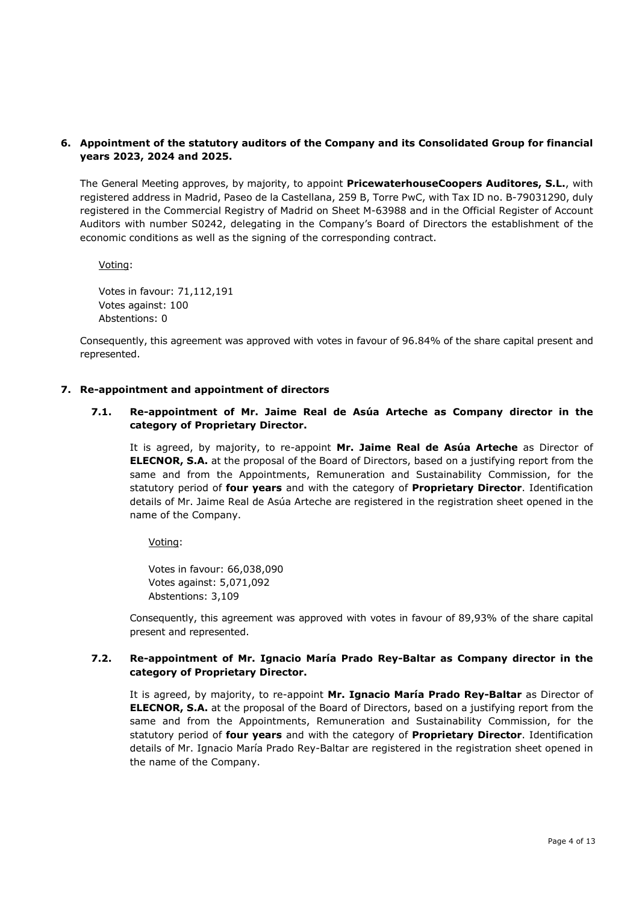**6. Appointment of the statutory auditors of the Company and its Consolidated Group for financial years 2023, 2024 and 2025.**

The General Meeting approves, by majority, to appoint **PricewaterhouseCoopers Auditores, S.L.**, with registered address in Madrid, Paseo de la Castellana, 259 B, Torre PwC, with Tax ID no. B-79031290, duly registered in the Commercial Registry of Madrid on Sheet M-63988 and in the Official Register of Account Auditors with number S0242, delegating in the Company's Board of Directors the establishment of the economic conditions as well as the signing of the corresponding contract.

Voting:

Votes in favour: 71,112,191
Votes against: 100
Abstentions: 0

Consequently, this agreement was approved with votes in favour of 96.84% of the share capital present and represented.

**7. Re-appointment and appointment of directors**

**7.1. Re-appointment of Mr. Jaime Real de Asúa Arteche as Company director in the category of Proprietary Director.**

It is agreed, by majority, to re-appoint **Mr. Jaime Real de Asúa Arteche** as Director of **ELECNOR, S.A.** at the proposal of the Board of Directors, based on a justifying report from the same and from the Appointments, Remuneration and Sustainability Commission, for the statutory period of **four years** and with the category of **Proprietary Director**. Identification details of Mr. Jaime Real de Asúa Arteche are registered in the registration sheet opened in the name of the Company.

Voting:

Votes in favour: 66,038,090
Votes against: 5,071,092
Abstentions: 3,109

Consequently, this agreement was approved with votes in favour of 89,93% of the share capital present and represented.

**7.2. Re-appointment of Mr. Ignacio María Prado Rey-Baltar as Company director in the category of Proprietary Director.**

It is agreed, by majority, to re-appoint **Mr. Ignacio María Prado Rey-Baltar** as Director of **ELECNOR, S.A.** at the proposal of the Board of Directors, based on a justifying report from the same and from the Appointments, Remuneration and Sustainability Commission, for the statutory period of **four years** and with the category of **Proprietary Director**. Identification details of Mr. Ignacio María Prado Rey-Baltar are registered in the registration sheet opened in the name of the Company.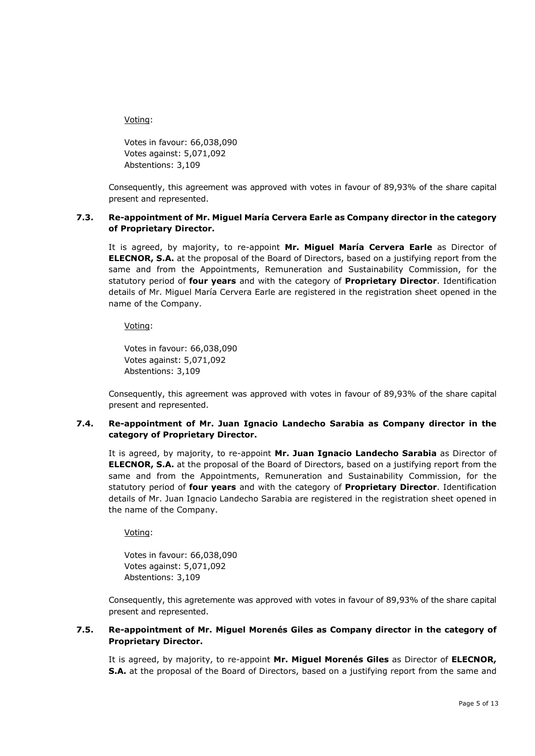Voting:

Votes in favour: 66,038,090
Votes against: 5,071,092
Abstentions: 3,109

Consequently, this agreement was approved with votes in favour of 89,93% of the share capital present and represented.

### 7.3. Re-appointment of Mr. Miguel María Cervera Earle as Company director in the category of Proprietary Director.

It is agreed, by majority, to re-appoint **Mr. Miguel María Cervera Earle** as Director of **ELECNOR, S.A.** at the proposal of the Board of Directors, based on a justifying report from the same and from the Appointments, Remuneration and Sustainability Commission, for the statutory period of **four years** and with the category of **Proprietary Director**. Identification details of Mr. Miguel María Cervera Earle are registered in the registration sheet opened in the name of the Company.

Voting:

Votes in favour: 66,038,090
Votes against: 5,071,092
Abstentions: 3,109

Consequently, this agreement was approved with votes in favour of 89,93% of the share capital present and represented.

### 7.4. Re-appointment of Mr. Juan Ignacio Landecho Sarabia as Company director in the category of Proprietary Director.

It is agreed, by majority, to re-appoint **Mr. Juan Ignacio Landecho Sarabia** as Director of **ELECNOR, S.A.** at the proposal of the Board of Directors, based on a justifying report from the same and from the Appointments, Remuneration and Sustainability Commission, for the statutory period of **four years** and with the category of **Proprietary Director**. Identification details of Mr. Juan Ignacio Landecho Sarabia are registered in the registration sheet opened in the name of the Company.

Voting:

Votes in favour: 66,038,090
Votes against: 5,071,092
Abstentions: 3,109

Consequently, this agretemente was approved with votes in favour of 89,93% of the share capital present and represented.

### 7.5. Re-appointment of Mr. Miguel Morenés Giles as Company director in the category of Proprietary Director.

It is agreed, by majority, to re-appoint **Mr. Miguel Morenés Giles** as Director of **ELECNOR, S.A.** at the proposal of the Board of Directors, based on a justifying report from the same and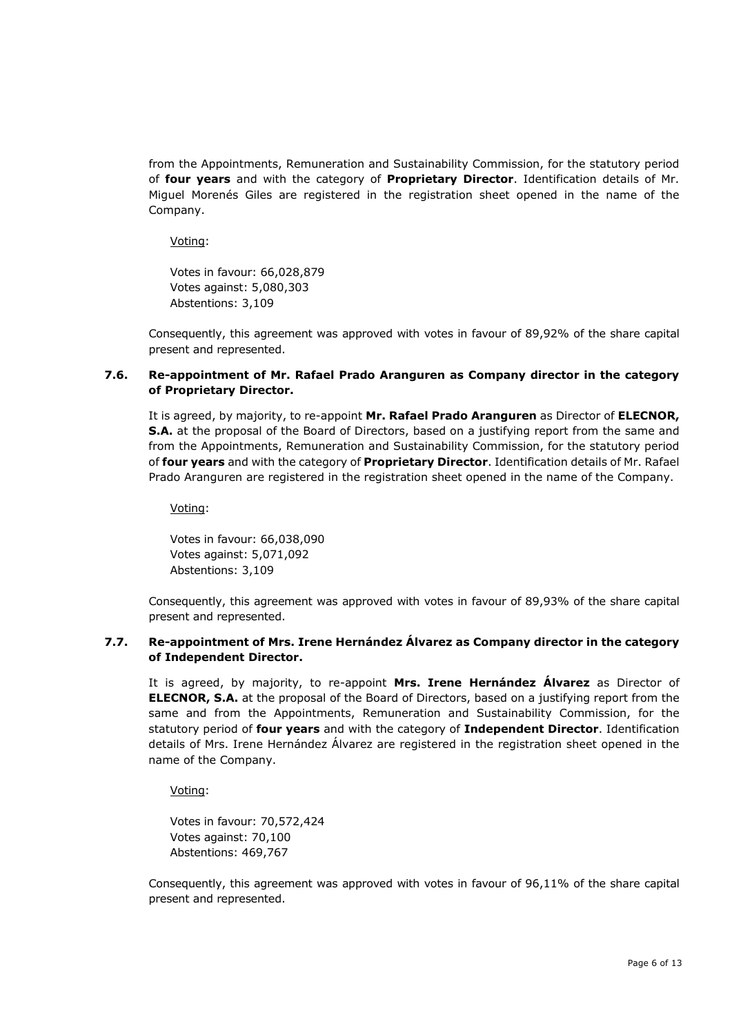from the Appointments, Remuneration and Sustainability Commission, for the statutory period of **four years** and with the category of **Proprietary Director**. Identification details of Mr. Miguel Morenés Giles are registered in the registration sheet opened in the name of the Company.

Voting:

Votes in favour: 66,028,879
Votes against: 5,080,303
Abstentions: 3,109

Consequently, this agreement was approved with votes in favour of 89,92% of the share capital present and represented.

### 7.6. Re-appointment of Mr. Rafael Prado Aranguren as Company director in the category of Proprietary Director.

It is agreed, by majority, to re-appoint **Mr. Rafael Prado Aranguren** as Director of **ELECNOR, S.A.** at the proposal of the Board of Directors, based on a justifying report from the same and from the Appointments, Remuneration and Sustainability Commission, for the statutory period of **four years** and with the category of **Proprietary Director**. Identification details of Mr. Rafael Prado Aranguren are registered in the registration sheet opened in the name of the Company.

Voting:

Votes in favour: 66,038,090
Votes against: 5,071,092
Abstentions: 3,109

Consequently, this agreement was approved with votes in favour of 89,93% of the share capital present and represented.

### 7.7. Re-appointment of Mrs. Irene Hernández Álvarez as Company director in the category of Independent Director.

It is agreed, by majority, to re-appoint **Mrs. Irene Hernández Álvarez** as Director of **ELECNOR, S.A.** at the proposal of the Board of Directors, based on a justifying report from the same and from the Appointments, Remuneration and Sustainability Commission, for the statutory period of **four years** and with the category of **Independent Director**. Identification details of Mrs. Irene Hernández Álvarez are registered in the registration sheet opened in the name of the Company.

Voting:

Votes in favour: 70,572,424
Votes against: 70,100
Abstentions: 469,767

Consequently, this agreement was approved with votes in favour of 96,11% of the share capital present and represented.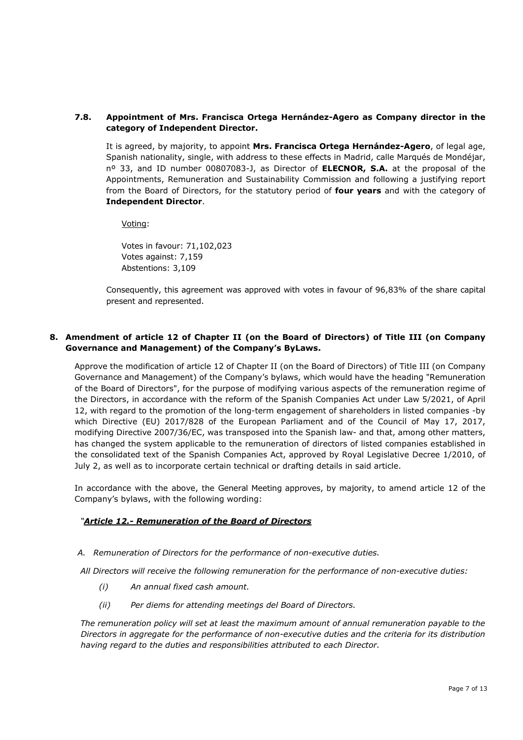### 7.8. Appointment of Mrs. Francisca Ortega Hernández-Agero as Company director in the category of Independent Director.

It is agreed, by majority, to appoint **Mrs. Francisca Ortega Hernández-Agero**, of legal age, Spanish nationality, single, with address to these effects in Madrid, calle Marqués de Mondéjar, nº 33, and ID number 00807083-J, as Director of **ELECNOR, S.A.** at the proposal of the Appointments, Remuneration and Sustainability Commission and following a justifying report from the Board of Directors, for the statutory period of **four years** and with the category of **Independent Director**.

Voting:

Votes in favour: 71,102,023
Votes against: 7,159
Abstentions: 3,109

Consequently, this agreement was approved with votes in favour of 96,83% of the share capital present and represented.

## 8. Amendment of article 12 of Chapter II (on the Board of Directors) of Title III (on Company Governance and Management) of the Company's ByLaws.

Approve the modification of article 12 of Chapter II (on the Board of Directors) of Title III (on Company Governance and Management) of the Company's bylaws, which would have the heading "Remuneration of the Board of Directors", for the purpose of modifying various aspects of the remuneration regime of the Directors, in accordance with the reform of the Spanish Companies Act under Law 5/2021, of April 12, with regard to the promotion of the long-term engagement of shareholders in listed companies -by which Directive (EU) 2017/828 of the European Parliament and of the Council of May 17, 2017, modifying Directive 2007/36/EC, was transposed into the Spanish law- and that, among other matters, has changed the system applicable to the remuneration of directors of listed companies established in the consolidated text of the Spanish Companies Act, approved by Royal Legislative Decree 1/2010, of July 2, as well as to incorporate certain technical or drafting details in said article.

In accordance with the above, the General Meeting approves, by majority, to amend article 12 of the Company's bylaws, with the following wording:

*"**Article 12.- Remuneration of the Board of Directors***

*A. Remuneration of Directors for the performance of non-executive duties.*

*All Directors will receive the following remuneration for the performance of non-executive duties:*

*(i) An annual fixed cash amount.*

*(ii) Per diems for attending meetings del Board of Directors.*

*The remuneration policy will set at least the maximum amount of annual remuneration payable to the Directors in aggregate for the performance of non-executive duties and the criteria for its distribution having regard to the duties and responsibilities attributed to each Director.*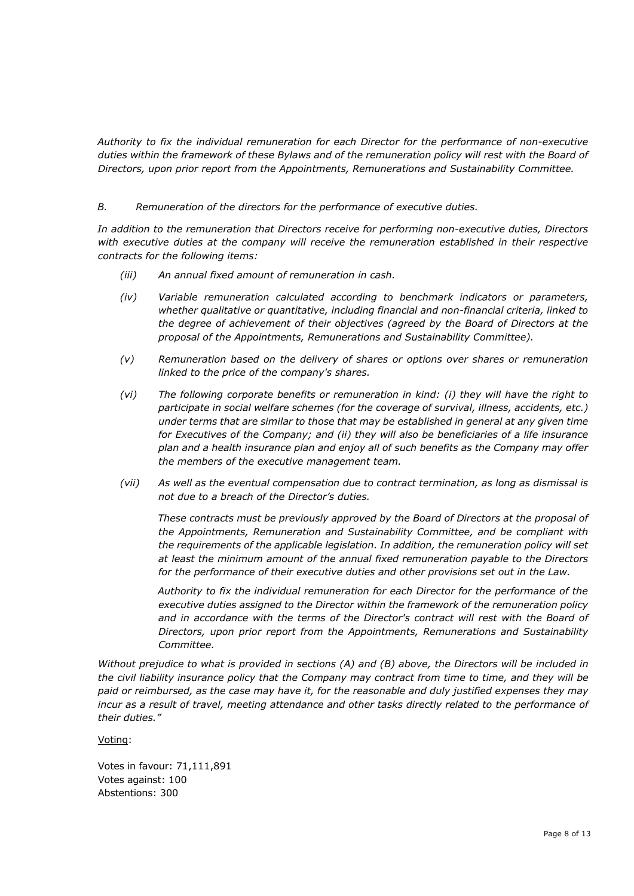*Authority to fix the individual remuneration for each Director for the performance of non-executive duties within the framework of these Bylaws and of the remuneration policy will rest with the Board of Directors, upon prior report from the Appointments, Remunerations and Sustainability Committee.*

*B. Remuneration of the directors for the performance of executive duties.*

*In addition to the remuneration that Directors receive for performing non-executive duties, Directors with executive duties at the company will receive the remuneration established in their respective contracts for the following items:*

*(iii) An annual fixed amount of remuneration in cash.*

*(iv) Variable remuneration calculated according to benchmark indicators or parameters, whether qualitative or quantitative, including financial and non-financial criteria, linked to the degree of achievement of their objectives (agreed by the Board of Directors at the proposal of the Appointments, Remunerations and Sustainability Committee).*

*(v) Remuneration based on the delivery of shares or options over shares or remuneration linked to the price of the company's shares.*

*(vi) The following corporate benefits or remuneration in kind: (i) they will have the right to participate in social welfare schemes (for the coverage of survival, illness, accidents, etc.) under terms that are similar to those that may be established in general at any given time for Executives of the Company; and (ii) they will also be beneficiaries of a life insurance plan and a health insurance plan and enjoy all of such benefits as the Company may offer the members of the executive management team.*

*(vii) As well as the eventual compensation due to contract termination, as long as dismissal is not due to a breach of the Director's duties.*

*These contracts must be previously approved by the Board of Directors at the proposal of the Appointments, Remuneration and Sustainability Committee, and be compliant with the requirements of the applicable legislation. In addition, the remuneration policy will set at least the minimum amount of the annual fixed remuneration payable to the Directors for the performance of their executive duties and other provisions set out in the Law.*

*Authority to fix the individual remuneration for each Director for the performance of the executive duties assigned to the Director within the framework of the remuneration policy and in accordance with the terms of the Director's contract will rest with the Board of Directors, upon prior report from the Appointments, Remunerations and Sustainability Committee.*

*Without prejudice to what is provided in sections (A) and (B) above, the Directors will be included in the civil liability insurance policy that the Company may contract from time to time, and they will be paid or reimbursed, as the case may have it, for the reasonable and duly justified expenses they may incur as a result of travel, meeting attendance and other tasks directly related to the performance of their duties."*

Voting:

Votes in favour: 71,111,891
Votes against: 100
Abstentions: 300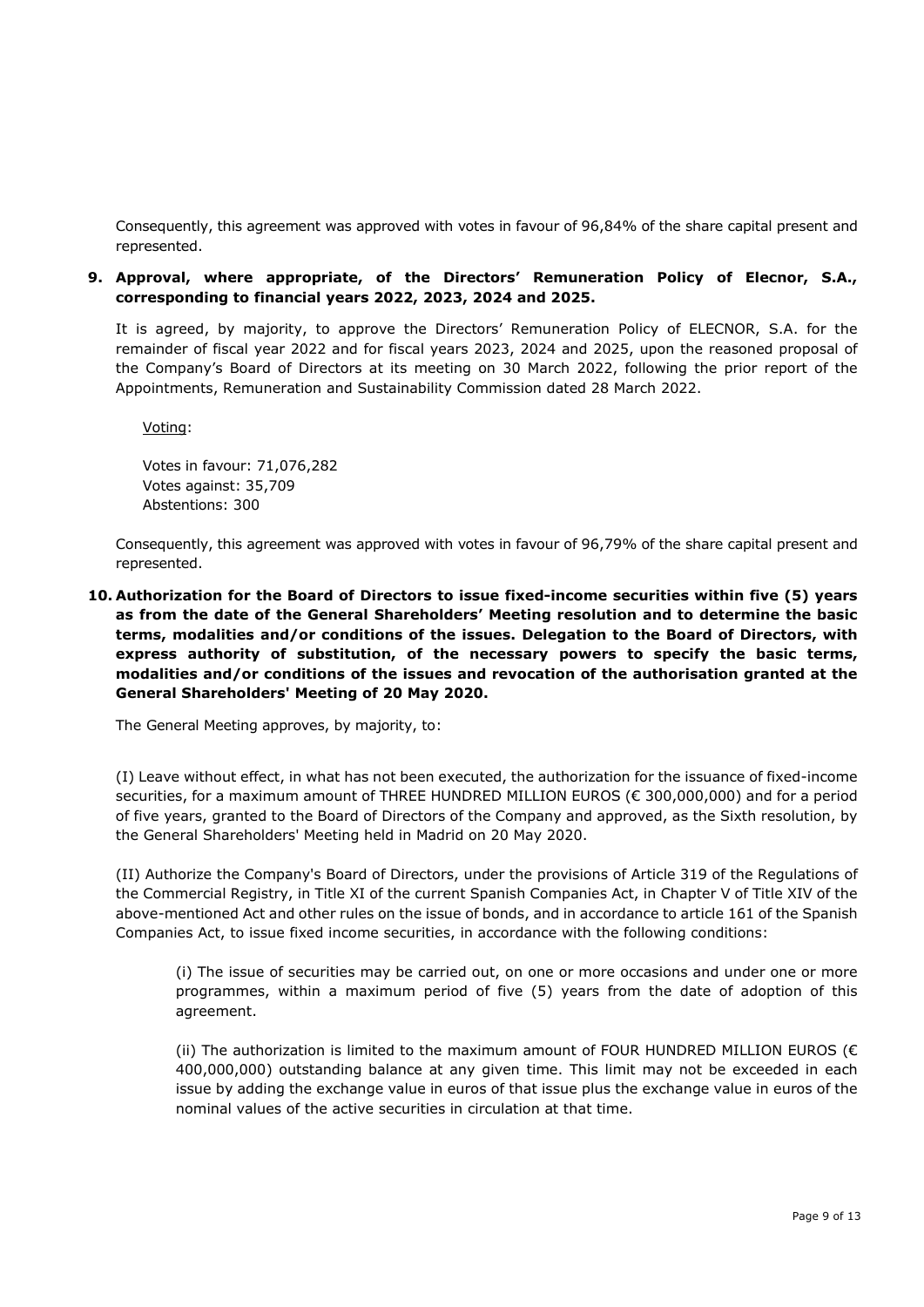Consequently, this agreement was approved with votes in favour of 96,84% of the share capital present and represented.

**9. Approval, where appropriate, of the Directors' Remuneration Policy of Elecnor, S.A., corresponding to financial years 2022, 2023, 2024 and 2025.**

It is agreed, by majority, to approve the Directors' Remuneration Policy of ELECNOR, S.A. for the remainder of fiscal year 2022 and for fiscal years 2023, 2024 and 2025, upon the reasoned proposal of the Company's Board of Directors at its meeting on 30 March 2022, following the prior report of the Appointments, Remuneration and Sustainability Commission dated 28 March 2022.

Voting:

Votes in favour: 71,076,282
Votes against: 35,709
Abstentions: 300

Consequently, this agreement was approved with votes in favour of 96,79% of the share capital present and represented.

**10. Authorization for the Board of Directors to issue fixed-income securities within five (5) years as from the date of the General Shareholders' Meeting resolution and to determine the basic terms, modalities and/or conditions of the issues. Delegation to the Board of Directors, with express authority of substitution, of the necessary powers to specify the basic terms, modalities and/or conditions of the issues and revocation of the authorisation granted at the General Shareholders' Meeting of 20 May 2020.**

The General Meeting approves, by majority, to:

(I) Leave without effect, in what has not been executed, the authorization for the issuance of fixed-income securities, for a maximum amount of THREE HUNDRED MILLION EUROS (€ 300,000,000) and for a period of five years, granted to the Board of Directors of the Company and approved, as the Sixth resolution, by the General Shareholders' Meeting held in Madrid on 20 May 2020.

(II) Authorize the Company's Board of Directors, under the provisions of Article 319 of the Regulations of the Commercial Registry, in Title XI of the current Spanish Companies Act, in Chapter V of Title XIV of the above-mentioned Act and other rules on the issue of bonds, and in accordance to article 161 of the Spanish Companies Act, to issue fixed income securities, in accordance with the following conditions:

(i) The issue of securities may be carried out, on one or more occasions and under one or more programmes, within a maximum period of five (5) years from the date of adoption of this agreement.

(ii) The authorization is limited to the maximum amount of FOUR HUNDRED MILLION EUROS (€ 400,000,000) outstanding balance at any given time. This limit may not be exceeded in each issue by adding the exchange value in euros of that issue plus the exchange value in euros of the nominal values of the active securities in circulation at that time.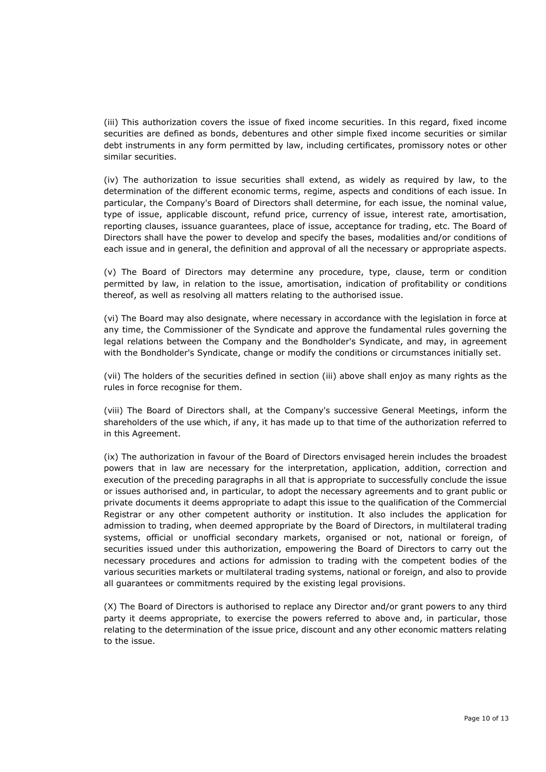(iii) This authorization covers the issue of fixed income securities. In this regard, fixed income securities are defined as bonds, debentures and other simple fixed income securities or similar debt instruments in any form permitted by law, including certificates, promissory notes or other similar securities.

(iv) The authorization to issue securities shall extend, as widely as required by law, to the determination of the different economic terms, regime, aspects and conditions of each issue. In particular, the Company's Board of Directors shall determine, for each issue, the nominal value, type of issue, applicable discount, refund price, currency of issue, interest rate, amortisation, reporting clauses, issuance guarantees, place of issue, acceptance for trading, etc. The Board of Directors shall have the power to develop and specify the bases, modalities and/or conditions of each issue and in general, the definition and approval of all the necessary or appropriate aspects.

(v) The Board of Directors may determine any procedure, type, clause, term or condition permitted by law, in relation to the issue, amortisation, indication of profitability or conditions thereof, as well as resolving all matters relating to the authorised issue.

(vi) The Board may also designate, where necessary in accordance with the legislation in force at any time, the Commissioner of the Syndicate and approve the fundamental rules governing the legal relations between the Company and the Bondholder's Syndicate, and may, in agreement with the Bondholder's Syndicate, change or modify the conditions or circumstances initially set.

(vii) The holders of the securities defined in section (iii) above shall enjoy as many rights as the rules in force recognise for them.

(viii) The Board of Directors shall, at the Company's successive General Meetings, inform the shareholders of the use which, if any, it has made up to that time of the authorization referred to in this Agreement.

(ix) The authorization in favour of the Board of Directors envisaged herein includes the broadest powers that in law are necessary for the interpretation, application, addition, correction and execution of the preceding paragraphs in all that is appropriate to successfully conclude the issue or issues authorised and, in particular, to adopt the necessary agreements and to grant public or private documents it deems appropriate to adapt this issue to the qualification of the Commercial Registrar or any other competent authority or institution. It also includes the application for admission to trading, when deemed appropriate by the Board of Directors, in multilateral trading systems, official or unofficial secondary markets, organised or not, national or foreign, of securities issued under this authorization, empowering the Board of Directors to carry out the necessary procedures and actions for admission to trading with the competent bodies of the various securities markets or multilateral trading systems, national or foreign, and also to provide all guarantees or commitments required by the existing legal provisions.

(X) The Board of Directors is authorised to replace any Director and/or grant powers to any third party it deems appropriate, to exercise the powers referred to above and, in particular, those relating to the determination of the issue price, discount and any other economic matters relating to the issue.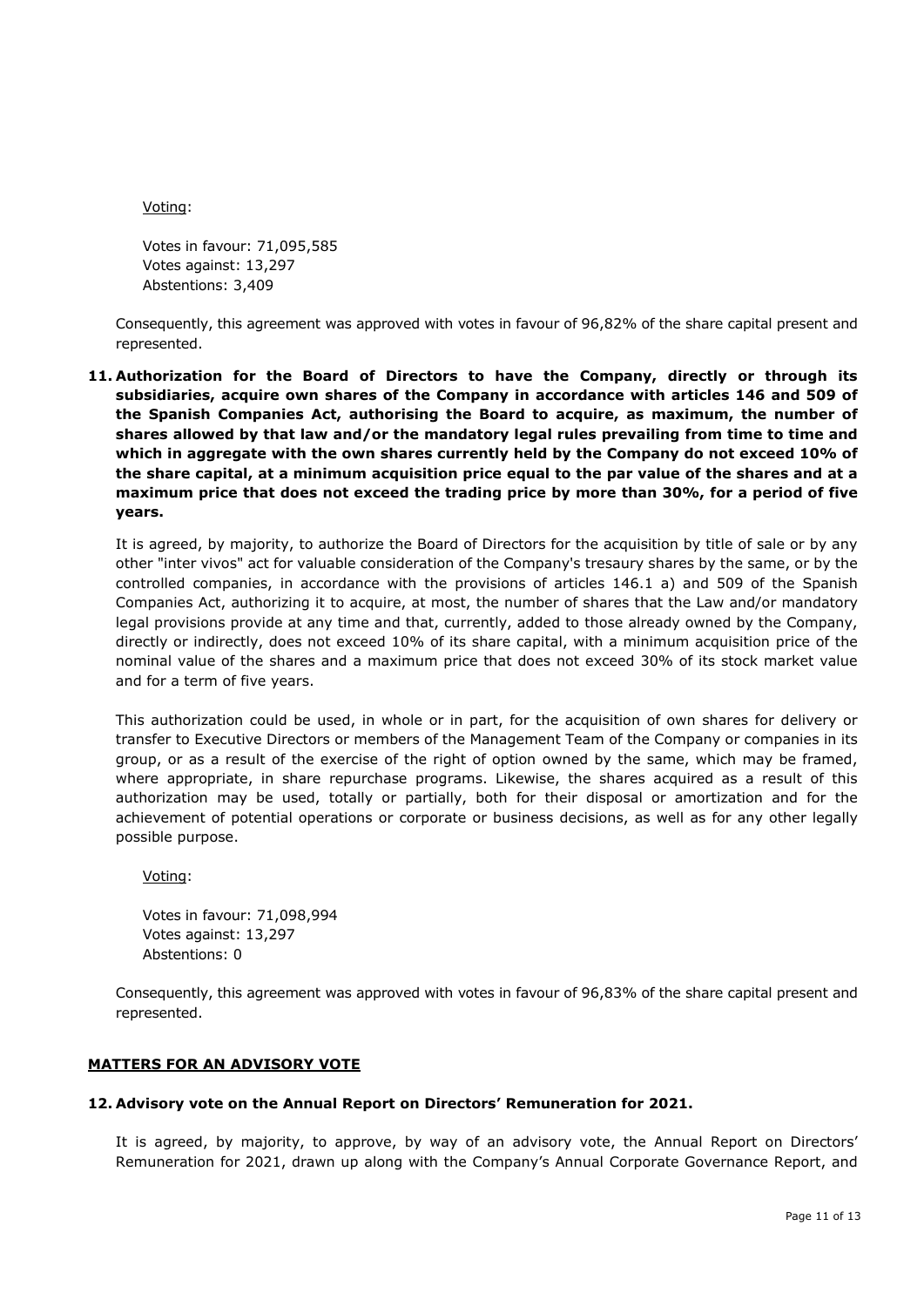Voting:

Votes in favour: 71,095,585
Votes against: 13,297
Abstentions: 3,409

Consequently, this agreement was approved with votes in favour of 96,82% of the share capital present and represented.

**11. Authorization for the Board of Directors to have the Company, directly or through its subsidiaries, acquire own shares of the Company in accordance with articles 146 and 509 of the Spanish Companies Act, authorising the Board to acquire, as maximum, the number of shares allowed by that law and/or the mandatory legal rules prevailing from time to time and which in aggregate with the own shares currently held by the Company do not exceed 10% of the share capital, at a minimum acquisition price equal to the par value of the shares and at a maximum price that does not exceed the trading price by more than 30%, for a period of five years.**

It is agreed, by majority, to authorize the Board of Directors for the acquisition by title of sale or by any other "inter vivos" act for valuable consideration of the Company's tresaury shares by the same, or by the controlled companies, in accordance with the provisions of articles 146.1 a) and 509 of the Spanish Companies Act, authorizing it to acquire, at most, the number of shares that the Law and/or mandatory legal provisions provide at any time and that, currently, added to those already owned by the Company, directly or indirectly, does not exceed 10% of its share capital, with a minimum acquisition price of the nominal value of the shares and a maximum price that does not exceed 30% of its stock market value and for a term of five years.

This authorization could be used, in whole or in part, for the acquisition of own shares for delivery or transfer to Executive Directors or members of the Management Team of the Company or companies in its group, or as a result of the exercise of the right of option owned by the same, which may be framed, where appropriate, in share repurchase programs. Likewise, the shares acquired as a result of this authorization may be used, totally or partially, both for their disposal or amortization and for the achievement of potential operations or corporate or business decisions, as well as for any other legally possible purpose.

Voting:

Votes in favour: 71,098,994
Votes against: 13,297
Abstentions: 0

Consequently, this agreement was approved with votes in favour of 96,83% of the share capital present and represented.

**MATTERS FOR AN ADVISORY VOTE**

**12. Advisory vote on the Annual Report on Directors' Remuneration for 2021.**

It is agreed, by majority, to approve, by way of an advisory vote, the Annual Report on Directors' Remuneration for 2021, drawn up along with the Company's Annual Corporate Governance Report, and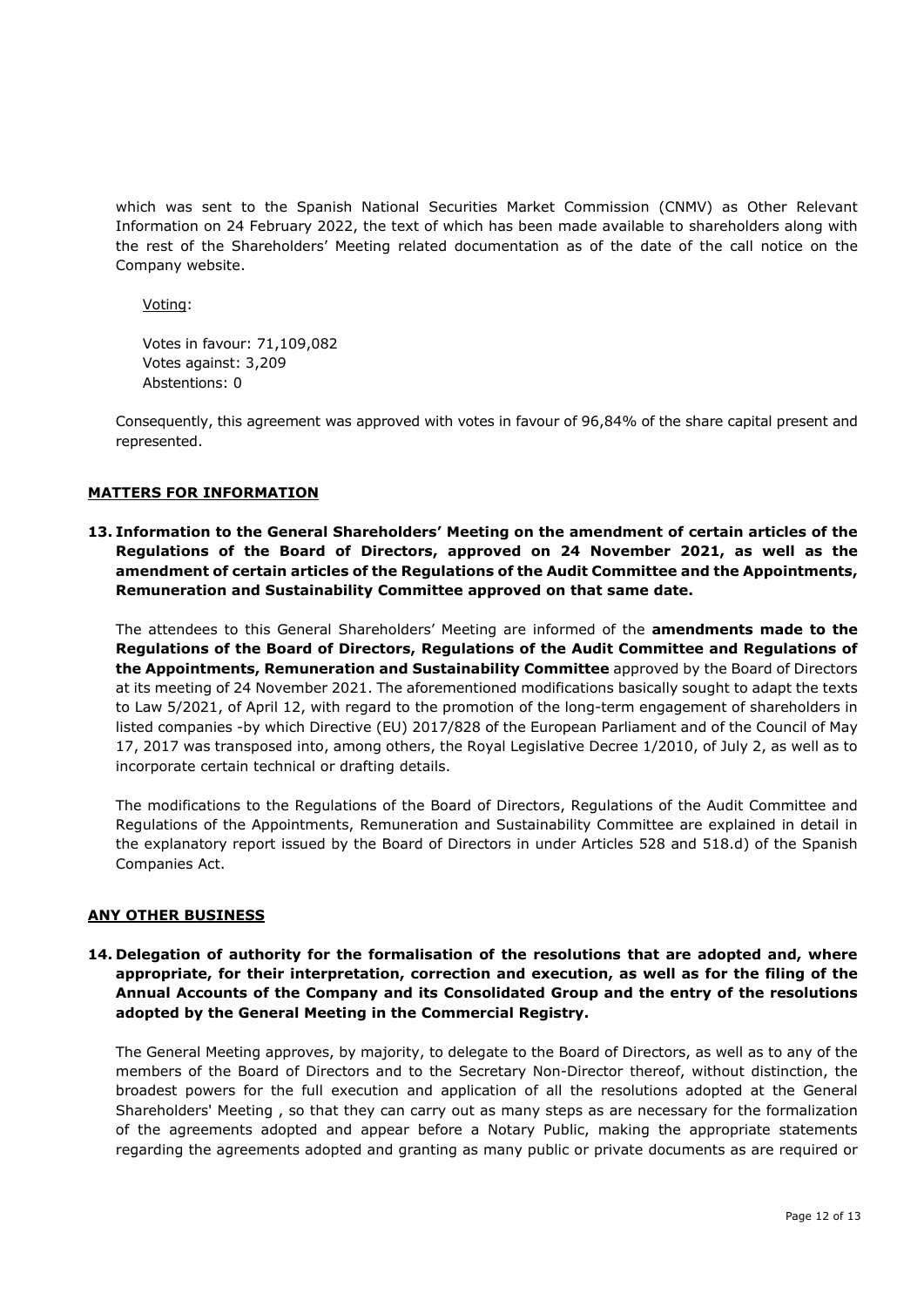which was sent to the Spanish National Securities Market Commission (CNMV) as Other Relevant Information on 24 February 2022, the text of which has been made available to shareholders along with the rest of the Shareholders' Meeting related documentation as of the date of the call notice on the Company website.

Voting:

Votes in favour: 71,109,082
Votes against: 3,209
Abstentions: 0

Consequently, this agreement was approved with votes in favour of 96,84% of the share capital present and represented.

## MATTERS FOR INFORMATION

**13. Information to the General Shareholders' Meeting on the amendment of certain articles of the Regulations of the Board of Directors, approved on 24 November 2021, as well as the amendment of certain articles of the Regulations of the Audit Committee and the Appointments, Remuneration and Sustainability Committee approved on that same date.**

The attendees to this General Shareholders' Meeting are informed of the **amendments made to the Regulations of the Board of Directors, Regulations of the Audit Committee and Regulations of the Appointments, Remuneration and Sustainability Committee** approved by the Board of Directors at its meeting of 24 November 2021. The aforementioned modifications basically sought to adapt the texts to Law 5/2021, of April 12, with regard to the promotion of the long-term engagement of shareholders in listed companies -by which Directive (EU) 2017/828 of the European Parliament and of the Council of May 17, 2017 was transposed into, among others, the Royal Legislative Decree 1/2010, of July 2, as well as to incorporate certain technical or drafting details.

The modifications to the Regulations of the Board of Directors, Regulations of the Audit Committee and Regulations of the Appointments, Remuneration and Sustainability Committee are explained in detail in the explanatory report issued by the Board of Directors in under Articles 528 and 518.d) of the Spanish Companies Act.

## ANY OTHER BUSINESS

**14. Delegation of authority for the formalisation of the resolutions that are adopted and, where appropriate, for their interpretation, correction and execution, as well as for the filing of the Annual Accounts of the Company and its Consolidated Group and the entry of the resolutions adopted by the General Meeting in the Commercial Registry.**

The General Meeting approves, by majority, to delegate to the Board of Directors, as well as to any of the members of the Board of Directors and to the Secretary Non-Director thereof, without distinction, the broadest powers for the full execution and application of all the resolutions adopted at the General Shareholders' Meeting , so that they can carry out as many steps as are necessary for the formalization of the agreements adopted and appear before a Notary Public, making the appropriate statements regarding the agreements adopted and granting as many public or private documents as are required or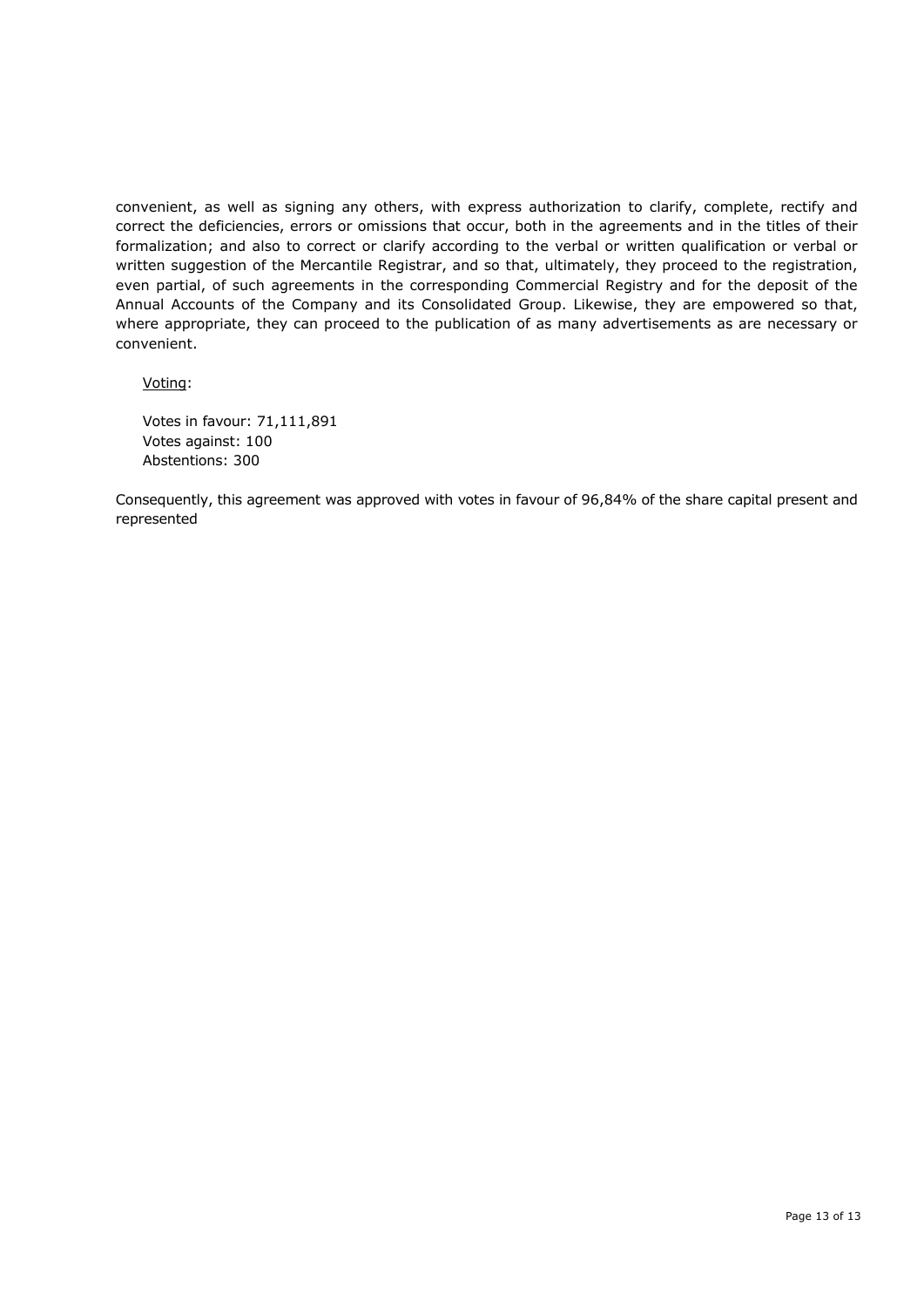convenient, as well as signing any others, with express authorization to clarify, complete, rectify and correct the deficiencies, errors or omissions that occur, both in the agreements and in the titles of their formalization; and also to correct or clarify according to the verbal or written qualification or verbal or written suggestion of the Mercantile Registrar, and so that, ultimately, they proceed to the registration, even partial, of such agreements in the corresponding Commercial Registry and for the deposit of the Annual Accounts of the Company and its Consolidated Group. Likewise, they are empowered so that, where appropriate, they can proceed to the publication of as many advertisements as are necessary or convenient.

Voting:

Votes in favour: 71,111,891
Votes against: 100
Abstentions: 300

Consequently, this agreement was approved with votes in favour of 96,84% of the share capital present and represented